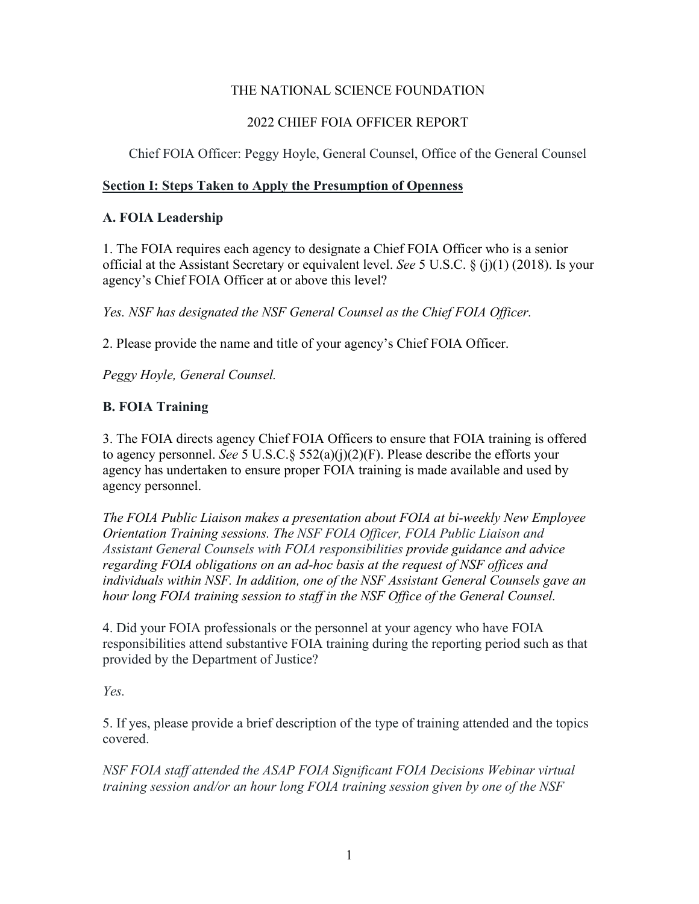THE NATIONAL SCIENCE FOUNDATION

2022 CHIEF FOIA OFFICER REPORT

Chief FOIA Officer: Peggy Hoyle, General Counsel, Office of the General Counsel

## **Section I: Steps Taken to Apply the Presumption of Openness**

### A. FOIA Leadership

1. The FOIA requires each agency to designate a Chief FOIA Officer who is a senior official at the Assistant Secretary or equivalent level. *See* 5 U.S.C. § (j)(1) (2018). Is your agency's Chief FOIA Officer at or above this level?

*Yes. NSF has designated the NSF General Counsel as the Chief FOIA Officer.*

2. Please provide the name and title of your agency's Chief FOIA Officer.

*Peggy Hoyle, General Counsel.*

### B. FOIA Training

3. The FOIA directs agency Chief FOIA Officers to ensure that FOIA training is offered to agency personnel. *See* 5 U.S.C.§ 552(a)(j)(2)(F). Please describe the efforts your agency has undertaken to ensure proper FOIA training is made available and used by agency personnel.

*The FOIA Public Liaison makes a presentation about FOIA at bi-weekly New Employee Orientation Training sessions. The NSF FOIA Officer, FOIA Public Liaison and Assistant General Counsels with FOIA responsibilities provide guidance and advice regarding FOIA obligations on an ad-hoc basis at the request of NSF offices and individuals within NSF. In addition, one of the NSF Assistant General Counsels gave an hour long FOIA training session to staff in the NSF Office of the General Counsel.*

4. Did your FOIA professionals or the personnel at your agency who have FOIA responsibilities attend substantive FOIA training during the reporting period such as that provided by the Department of Justice?

*Yes.*

5. If yes, please provide a brief description of the type of training attended and the topics covered.

*NSF FOIA staff attended the ASAP FOIA Significant FOIA Decisions Webinar virtual training session and/or an hour long FOIA training session given by one of the NSF*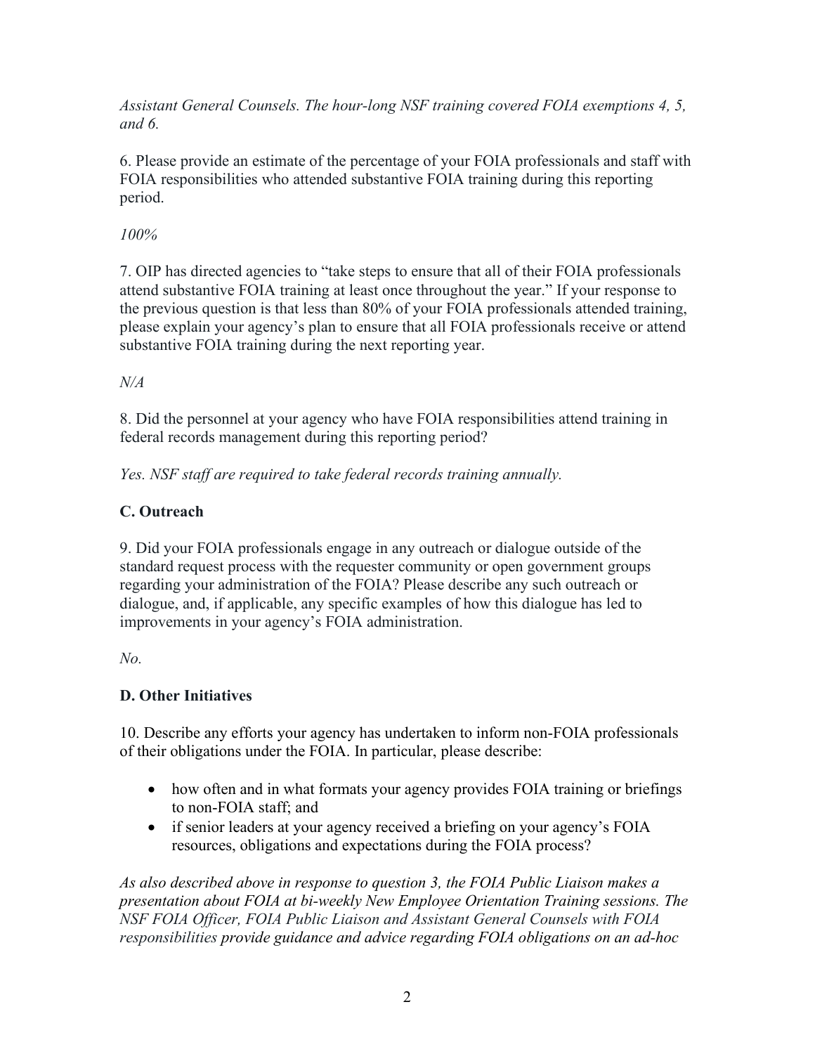*Assistant General Counsels. The hour-long NSF training covered FOIA exemptions 4, 5, and 6.*

6. Please provide an estimate of the percentage of your FOIA professionals and staff with FOIA responsibilities who attended substantive FOIA training during this reporting period.

*100%*

7. OIP has directed agencies to "take steps to ensure that all of their FOIA professionals attend substantive FOIA training at least once throughout the year." If your response to the previous question is that less than 80% of your FOIA professionals attended training, please explain your agency's plan to ensure that all FOIA professionals receive or attend substantive FOIA training during the next reporting year.

*N/A*

8. Did the personnel at your agency who have FOIA responsibilities attend training in federal records management during this reporting period?

*Yes. NSF staff are required to take federal records training annually.*

### C. Outreach

9. Did your FOIA professionals engage in any outreach or dialogue outside of the standard request process with the requester community or open government groups regarding your administration of the FOIA? Please describe any such outreach or dialogue, and, if applicable, any specific examples of how this dialogue has led to improvements in your agency's FOIA administration.

*No.*

### D. Other Initiatives

10. Describe any efforts your agency has undertaken to inform non-FOIA professionals of their obligations under the FOIA. In particular, please describe:

- how often and in what formats your agency provides FOIA training or briefings to non-FOIA staff; and
- if senior leaders at your agency received a briefing on your agency's FOIA resources, obligations and expectations during the FOIA process?

*As also described above in response to question 3, the FOIA Public Liaison makes a presentation about FOIA at bi-weekly New Employee Orientation Training sessions. The NSF FOIA Officer, FOIA Public Liaison and Assistant General Counsels with FOIA responsibilities provide guidance and advice regarding FOIA obligations on an ad-hoc*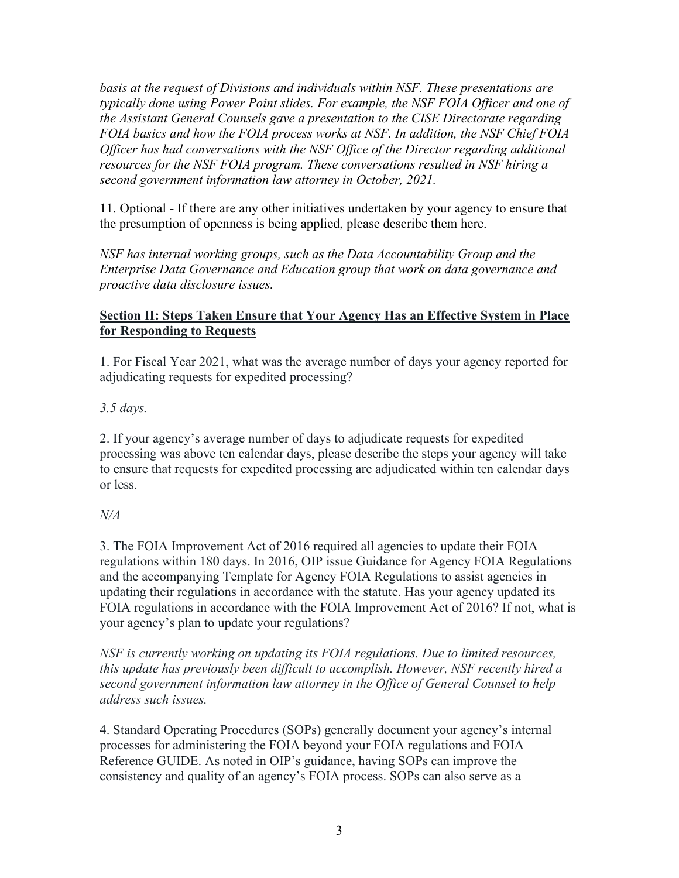*basis at the request of Divisions and individuals within NSF. These presentations are typically done using Power Point slides. For example, the NSF FOIA Officer and one of the Assistant General Counsels gave a presentation to the CISE Directorate regarding FOIA basics and how the FOIA process works at NSF. In addition, the NSF Chief FOIA Officer has had conversations with the NSF Office of the Director regarding additional resources for the NSF FOIA program. These conversations resulted in NSF hiring a second government information law attorney in October, 2021.*

11. Optional - If there are any other initiatives undertaken by your agency to ensure that the presumption of openness is being applied, please describe them here.

*NSF has internal working groups, such as the Data Accountability Group and the Enterprise Data Governance and Education group that work on data governance and proactive data disclosure issues.*

## Section II: Steps Taken Ensure that Your Agency Has an Effective System in Place for Responding to Requests

1. For Fiscal Year 2021, what was the average number of days your agency reported for adjudicating requests for expedited processing?

*3.5 days.*

2. If your agency's average number of days to adjudicate requests for expedited processing was above ten calendar days, please describe the steps your agency will take to ensure that requests for expedited processing are adjudicated within ten calendar days or less.

*N/A*

3. The FOIA Improvement Act of 2016 required all agencies to update their FOIA regulations within 180 days. In 2016, OIP issue Guidance for Agency FOIA Regulations and the accompanying Template for Agency FOIA Regulations to assist agencies in updating their regulations in accordance with the statute. Has your agency updated its FOIA regulations in accordance with the FOIA Improvement Act of 2016? If not, what is your agency's plan to update your regulations?

*NSF is currently working on updating its FOIA regulations. Due to limited resources, this update has previously been difficult to accomplish. However, NSF recently hired a second government information law attorney in the Office of General Counsel to help address such issues.*

4. Standard Operating Procedures (SOPs) generally document your agency's internal processes for administering the FOIA beyond your FOIA regulations and FOIA Reference GUIDE. As noted in OIP's guidance, having SOPs can improve the consistency and quality of an agency's FOIA process. SOPs can also serve as a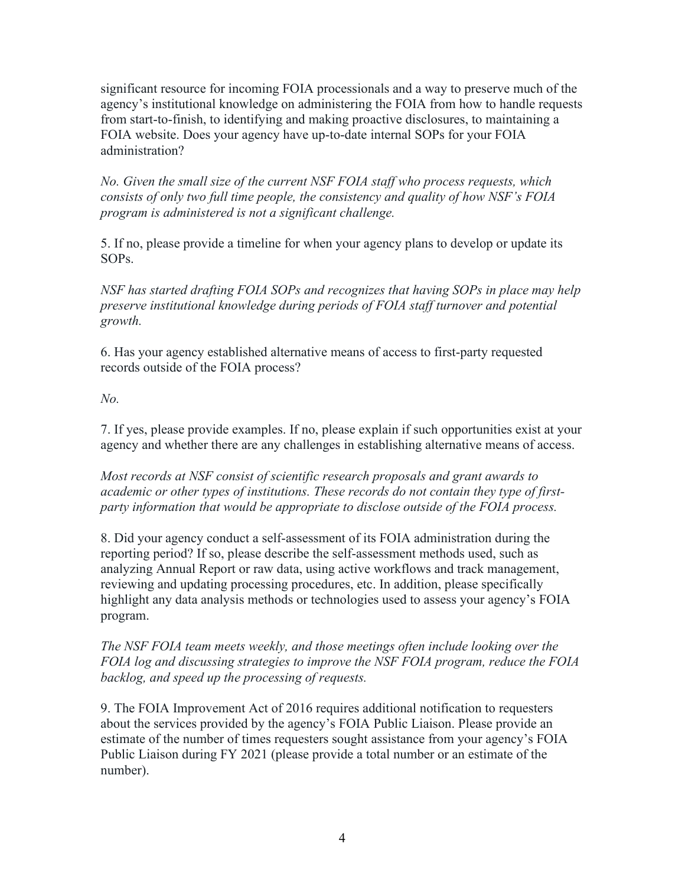significant resource for incoming FOIA processionals and a way to preserve much of the agency's institutional knowledge on administering the FOIA from how to handle requests from start-to-finish, to identifying and making proactive disclosures, to maintaining a FOIA website. Does your agency have up-to-date internal SOPs for your FOIA administration?

*No. Given the small size of the current NSF FOIA staff who process requests, which consists of only two full time people, the consistency and quality of how NSF's FOIA program is administered is not a significant challenge.*

5. If no, please provide a timeline for when your agency plans to develop or update its SOPs.

*NSF has started drafting FOIA SOPs and recognizes that having SOPs in place may help preserve institutional knowledge during periods of FOIA staff turnover and potential growth.*

6. Has your agency established alternative means of access to first-party requested records outside of the FOIA process?

*No.*

7. If yes, please provide examples. If no, please explain if such opportunities exist at your agency and whether there are any challenges in establishing alternative means of access.

*Most records at NSF consist of scientific research proposals and grant awards to academic or other types of institutions. These records do not contain they type of first-party information that would be appropriate to disclose outside of the FOIA process.*

8. Did your agency conduct a self-assessment of its FOIA administration during the reporting period? If so, please describe the self-assessment methods used, such as analyzing Annual Report or raw data, using active workflows and track management, reviewing and updating processing procedures, etc. In addition, please specifically highlight any data analysis methods or technologies used to assess your agency's FOIA program.

*The NSF FOIA team meets weekly, and those meetings often include looking over the FOIA log and discussing strategies to improve the NSF FOIA program, reduce the FOIA backlog, and speed up the processing of requests.*

9. The FOIA Improvement Act of 2016 requires additional notification to requesters about the services provided by the agency's FOIA Public Liaison. Please provide an estimate of the number of times requesters sought assistance from your agency's FOIA Public Liaison during FY 2021 (please provide a total number or an estimate of the number).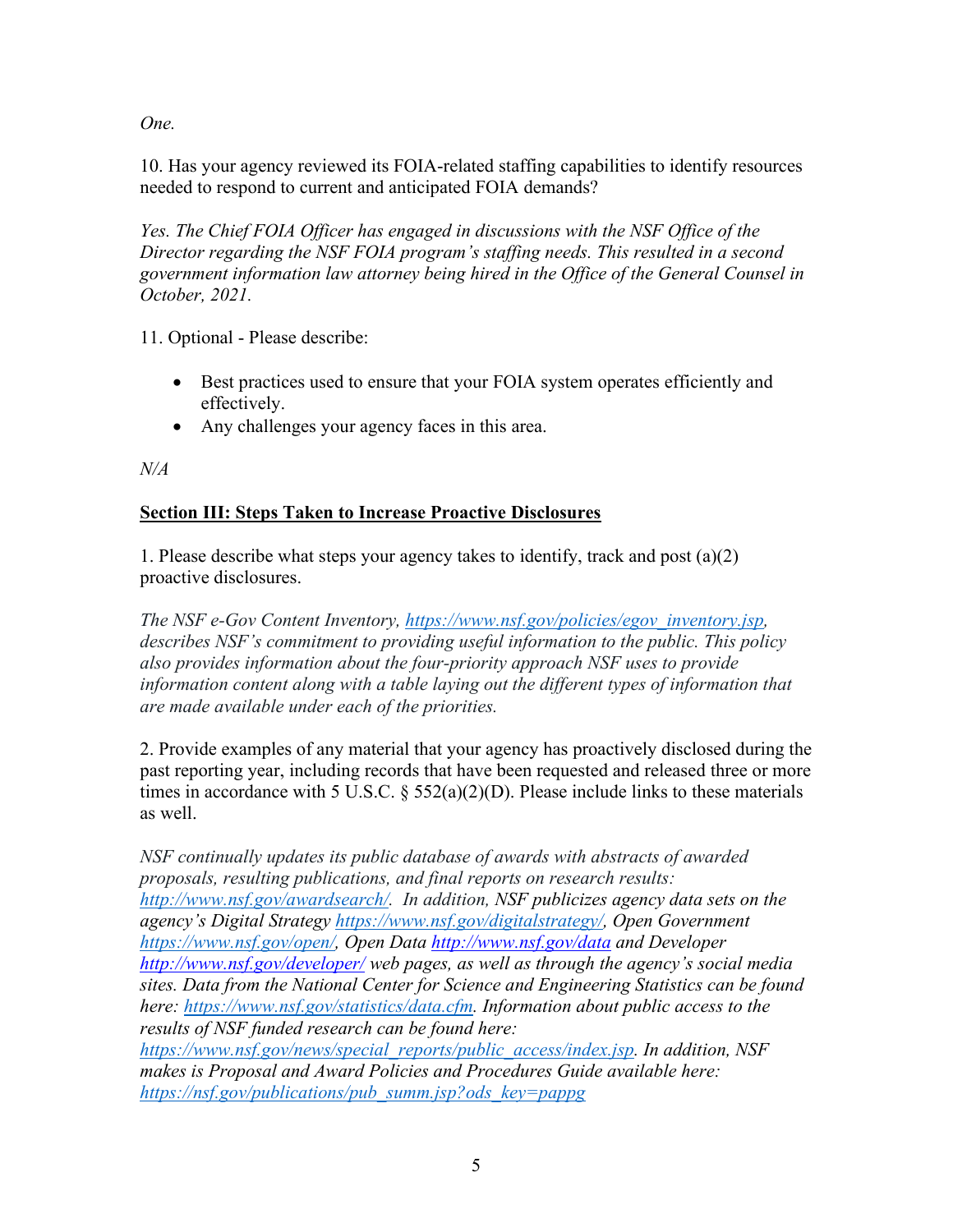*One.*

10. Has your agency reviewed its FOIA-related staffing capabilities to identify resources needed to respond to current and anticipated FOIA demands?

*Yes. The Chief FOIA Officer has engaged in discussions with the NSF Office of the Director regarding the NSF FOIA program's staffing needs. This resulted in a second government information law attorney being hired in the Office of the General Counsel in October, 2021.*

11. Optional - Please describe:

- Best practices used to ensure that your FOIA system operates efficiently and effectively.
- Any challenges your agency faces in this area.

*N/A*

## Section III: Steps Taken to Increase Proactive Disclosures

1. Please describe what steps your agency takes to identify, track and post (a)(2) proactive disclosures.

*The NSF e-Gov Content Inventory, https://www.nsf.gov/policies/egov_inventory.jsp, describes NSF's commitment to providing useful information to the public. This policy also provides information about the four-priority approach NSF uses to provide information content along with a table laying out the different types of information that are made available under each of the priorities.*

2. Provide examples of any material that your agency has proactively disclosed during the past reporting year, including records that have been requested and released three or more times in accordance with 5 U.S.C. § 552(a)(2)(D). Please include links to these materials as well.

*NSF continually updates its public database of awards with abstracts of awarded proposals, resulting publications, and final reports on research results: http://www.nsf.gov/awardsearch/. In addition, NSF publicizes agency data sets on the agency's Digital Strategy https://www.nsf.gov/digitalstrategy/, Open Government https://www.nsf.gov/open/, Open Data http://www.nsf.gov/data and Developer http://www.nsf.gov/developer/ web pages, as well as through the agency's social media sites. Data from the National Center for Science and Engineering Statistics can be found here: https://www.nsf.gov/statistics/data.cfm. Information about public access to the results of NSF funded research can be found here: https://www.nsf.gov/news/special_reports/public_access/index.jsp. In addition, NSF makes is Proposal and Award Policies and Procedures Guide available here: https://nsf.gov/publications/pub_summ.jsp?ods_key=pappg*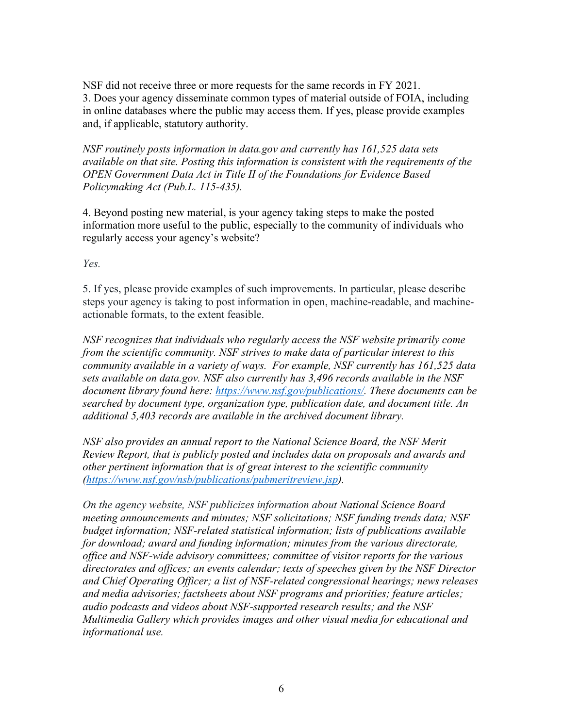NSF did not receive three or more requests for the same records in FY 2021.

3. Does your agency disseminate common types of material outside of FOIA, including in online databases where the public may access them. If yes, please provide examples and, if applicable, statutory authority.

*NSF routinely posts information in data.gov and currently has 161,525 data sets available on that site. Posting this information is consistent with the requirements of the OPEN Government Data Act in Title II of the Foundations for Evidence Based Policymaking Act (Pub.L. 115-435).*

4. Beyond posting new material, is your agency taking steps to make the posted information more useful to the public, especially to the community of individuals who regularly access your agency's website?

*Yes.*

5. If yes, please provide examples of such improvements. In particular, please describe steps your agency is taking to post information in open, machine-readable, and machine-actionable formats, to the extent feasible.

*NSF recognizes that individuals who regularly access the NSF website primarily come from the scientific community. NSF strives to make data of particular interest to this community available in a variety of ways. For example, NSF currently has 161,525 data sets available on data.gov. NSF also currently has 3,496 records available in the NSF document library found here: [https://www.nsf.gov/publications/](https://www.nsf.gov/publications/). These documents can be searched by document type, organization type, publication date, and document title. An additional 5,403 records are available in the archived document library.*

*NSF also provides an annual report to the National Science Board, the NSF Merit Review Report, that is publicly posted and includes data on proposals and awards and other pertinent information that is of great interest to the scientific community ([https://www.nsf.gov/nsb/publications/pubmeritreview.jsp](https://www.nsf.gov/nsb/publications/pubmeritreview.jsp)).*

*On the agency website, NSF publicizes information about National Science Board meeting announcements and minutes; NSF solicitations; NSF funding trends data; NSF budget information; NSF-related statistical information; lists of publications available for download; award and funding information; minutes from the various directorate, office and NSF-wide advisory committees; committee of visitor reports for the various directorates and offices; an events calendar; texts of speeches given by the NSF Director and Chief Operating Officer; a list of NSF-related congressional hearings; news releases and media advisories; factsheets about NSF programs and priorities; feature articles; audio podcasts and videos about NSF-supported research results; and the NSF Multimedia Gallery which provides images and other visual media for educational and informational use.*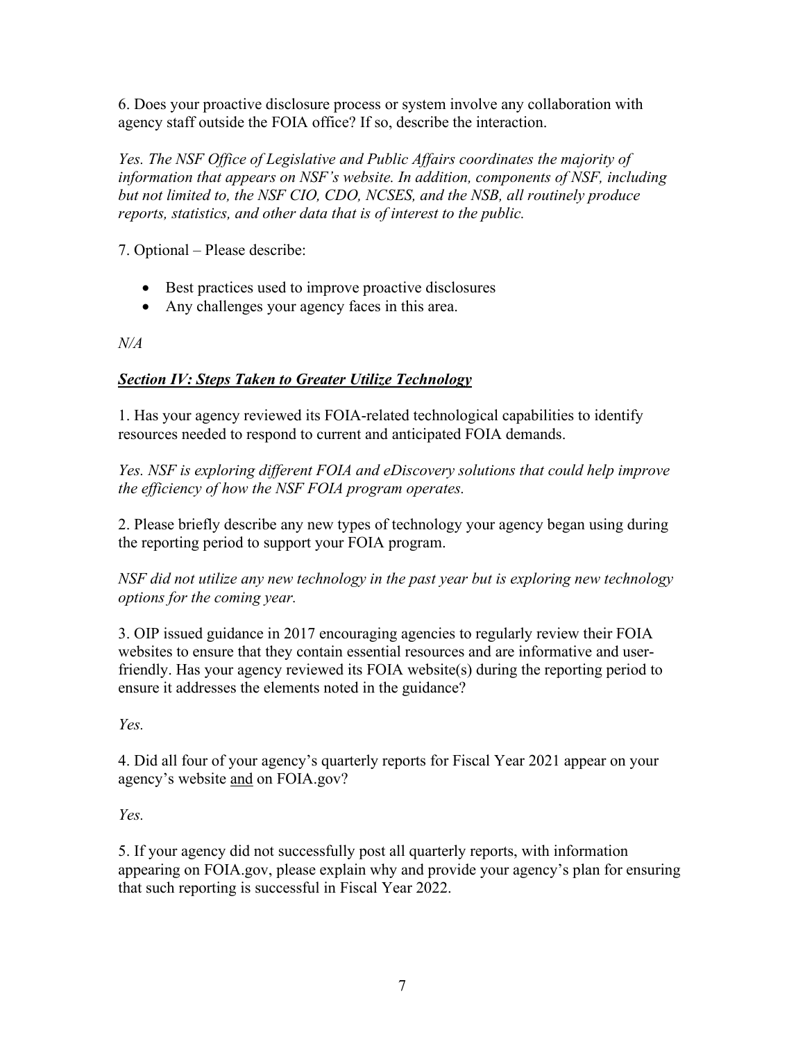6. Does your proactive disclosure process or system involve any collaboration with agency staff outside the FOIA office? If so, describe the interaction.

*Yes. The NSF Office of Legislative and Public Affairs coordinates the majority of information that appears on NSF's website. In addition, components of NSF, including but not limited to, the NSF CIO, CDO, NCSES, and the NSB, all routinely produce reports, statistics, and other data that is of interest to the public.*

7. Optional – Please describe:

- Best practices used to improve proactive disclosures
- Any challenges your agency faces in this area.

*N/A*

## ***Section IV: Steps Taken to Greater Utilize Technology***

1. Has your agency reviewed its FOIA-related technological capabilities to identify resources needed to respond to current and anticipated FOIA demands.

*Yes. NSF is exploring different FOIA and eDiscovery solutions that could help improve the efficiency of how the NSF FOIA program operates.*

2. Please briefly describe any new types of technology your agency began using during the reporting period to support your FOIA program.

*NSF did not utilize any new technology in the past year but is exploring new technology options for the coming year.*

3. OIP issued guidance in 2017 encouraging agencies to regularly review their FOIA websites to ensure that they contain essential resources and are informative and user-friendly. Has your agency reviewed its FOIA website(s) during the reporting period to ensure it addresses the elements noted in the guidance?

*Yes.*

4. Did all four of your agency's quarterly reports for Fiscal Year 2021 appear on your agency's website <u>and</u> on FOIA.gov?

*Yes.*

5. If your agency did not successfully post all quarterly reports, with information appearing on FOIA.gov, please explain why and provide your agency's plan for ensuring that such reporting is successful in Fiscal Year 2022.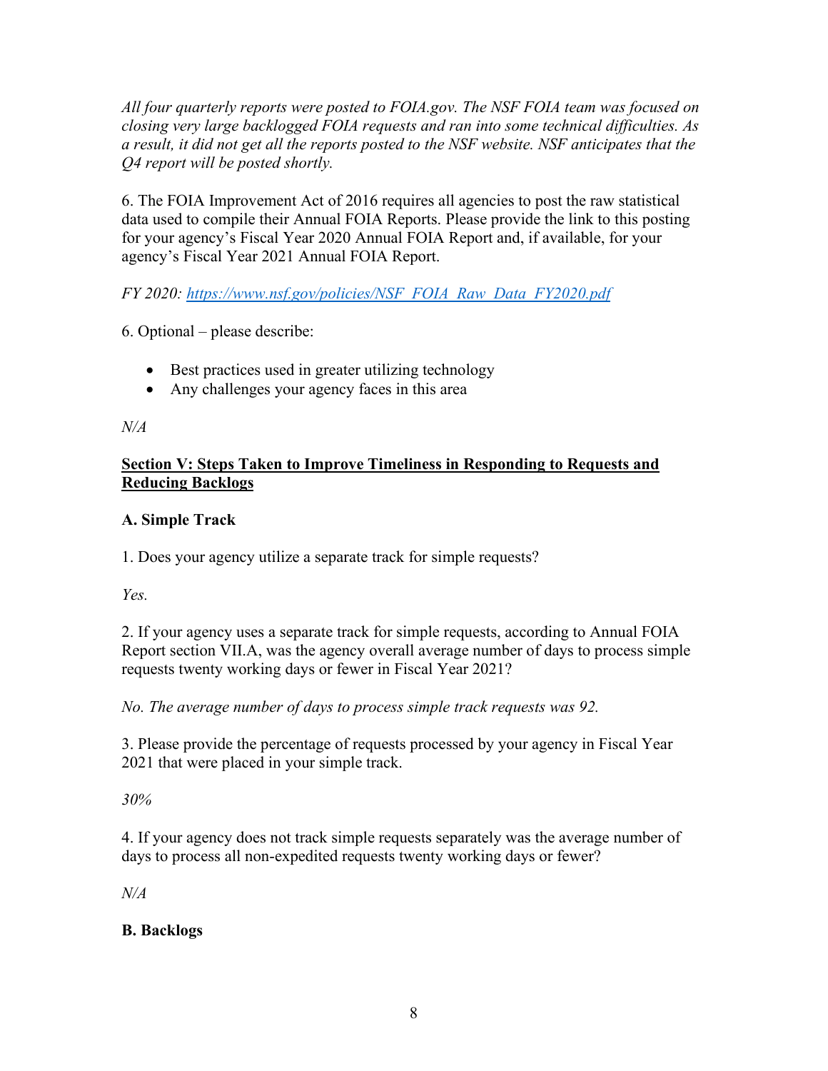*All four quarterly reports were posted to FOIA.gov. The NSF FOIA team was focused on closing very large backlogged FOIA requests and ran into some technical difficulties. As a result, it did not get all the reports posted to the NSF website. NSF anticipates that the Q4 report will be posted shortly.*

6. The FOIA Improvement Act of 2016 requires all agencies to post the raw statistical data used to compile their Annual FOIA Reports. Please provide the link to this posting for your agency's Fiscal Year 2020 Annual FOIA Report and, if available, for your agency's Fiscal Year 2021 Annual FOIA Report.

*FY 2020: [https://www.nsf.gov/policies/NSF_FOIA_Raw_Data_FY2020.pdf](https://www.nsf.gov/policies/NSF_FOIA_Raw_Data_FY2020.pdf)*

6. Optional – please describe:

- Best practices used in greater utilizing technology
- Any challenges your agency faces in this area

*N/A*

## Section V: Steps Taken to Improve Timeliness in Responding to Requests and Reducing Backlogs

### A. Simple Track

1. Does your agency utilize a separate track for simple requests?

*Yes.*

2. If your agency uses a separate track for simple requests, according to Annual FOIA Report section VII.A, was the agency overall average number of days to process simple requests twenty working days or fewer in Fiscal Year 2021?

*No. The average number of days to process simple track requests was 92.*

3. Please provide the percentage of requests processed by your agency in Fiscal Year 2021 that were placed in your simple track.

*30%*

4. If your agency does not track simple requests separately was the average number of days to process all non-expedited requests twenty working days or fewer?

*N/A*

### B. Backlogs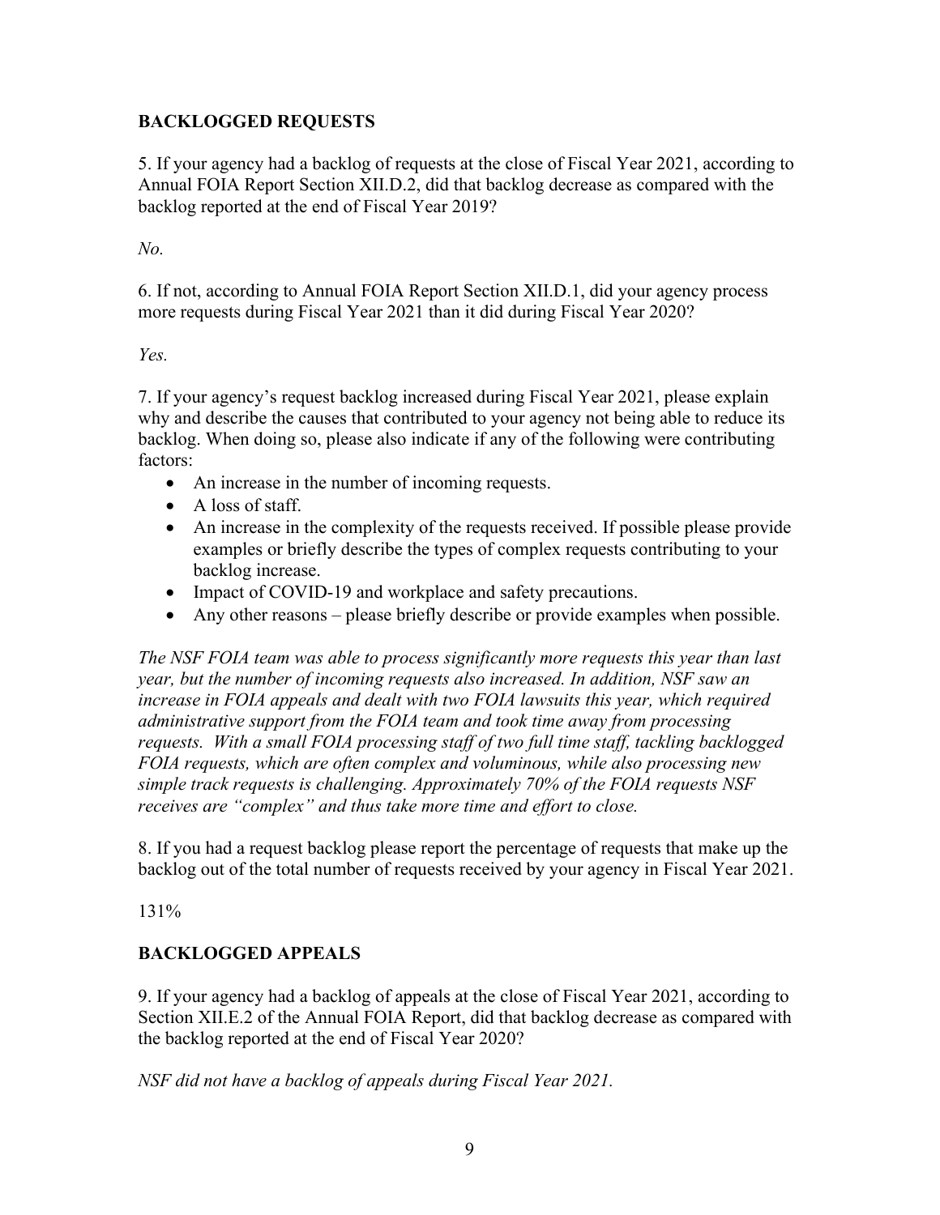## BACKLOGGED REQUESTS

5. If your agency had a backlog of requests at the close of Fiscal Year 2021, according to Annual FOIA Report Section XII.D.2, did that backlog decrease as compared with the backlog reported at the end of Fiscal Year 2019?

*No.*

6. If not, according to Annual FOIA Report Section XII.D.1, did your agency process more requests during Fiscal Year 2021 than it did during Fiscal Year 2020?

*Yes.*

7. If your agency's request backlog increased during Fiscal Year 2021, please explain why and describe the causes that contributed to your agency not being able to reduce its backlog. When doing so, please also indicate if any of the following were contributing factors:

- An increase in the number of incoming requests.
- A loss of staff.
- An increase in the complexity of the requests received. If possible please provide examples or briefly describe the types of complex requests contributing to your backlog increase.
- Impact of COVID-19 and workplace and safety precautions.
- Any other reasons – please briefly describe or provide examples when possible.

*The NSF FOIA team was able to process significantly more requests this year than last year, but the number of incoming requests also increased. In addition, NSF saw an increase in FOIA appeals and dealt with two FOIA lawsuits this year, which required administrative support from the FOIA team and took time away from processing requests. With a small FOIA processing staff of two full time staff, tackling backlogged FOIA requests, which are often complex and voluminous, while also processing new simple track requests is challenging. Approximately 70% of the FOIA requests NSF receives are "complex" and thus take more time and effort to close.*

8. If you had a request backlog please report the percentage of requests that make up the backlog out of the total number of requests received by your agency in Fiscal Year 2021.

131%

## BACKLOGGED APPEALS

9. If your agency had a backlog of appeals at the close of Fiscal Year 2021, according to Section XII.E.2 of the Annual FOIA Report, did that backlog decrease as compared with the backlog reported at the end of Fiscal Year 2020?

*NSF did not have a backlog of appeals during Fiscal Year 2021.*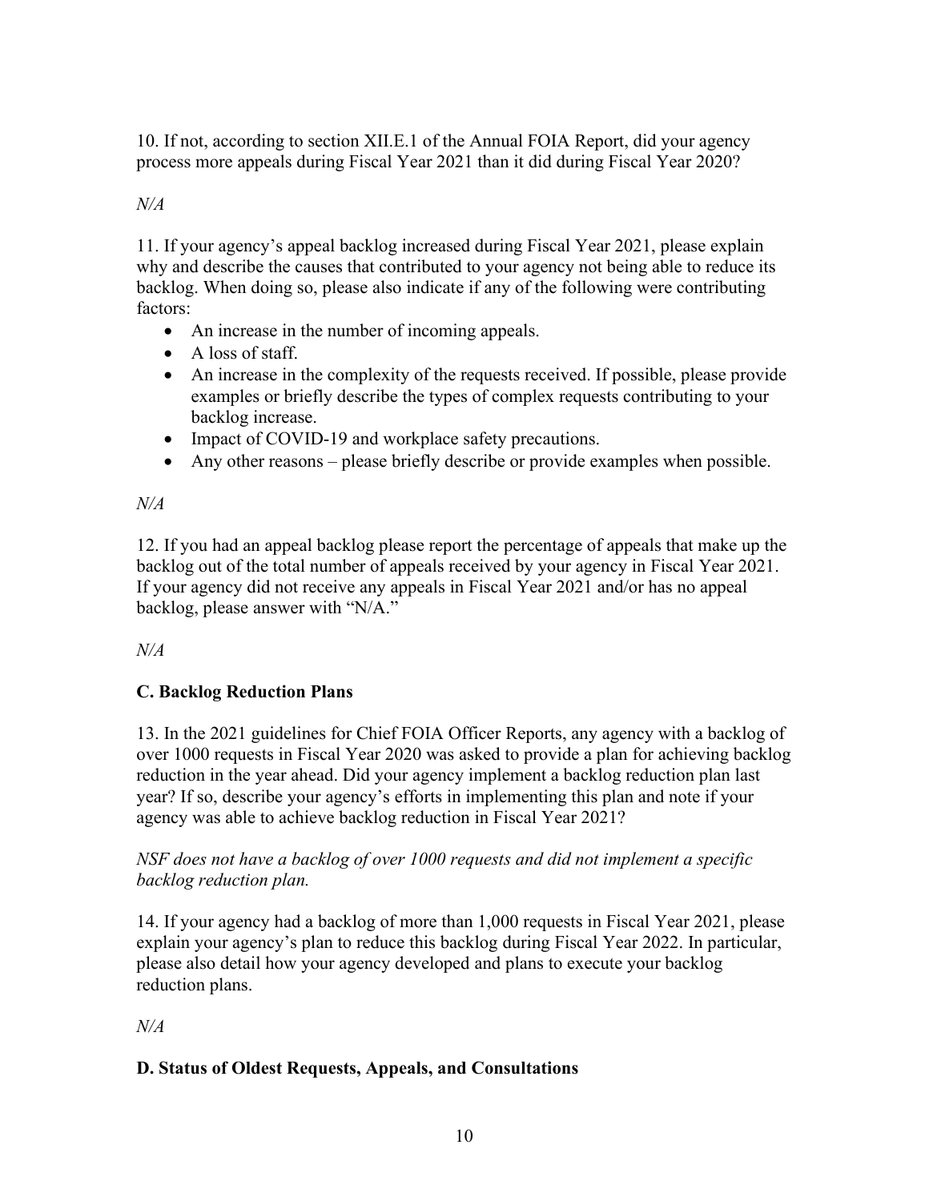10. If not, according to section XII.E.1 of the Annual FOIA Report, did your agency process more appeals during Fiscal Year 2021 than it did during Fiscal Year 2020?

*N/A*

11. If your agency's appeal backlog increased during Fiscal Year 2021, please explain why and describe the causes that contributed to your agency not being able to reduce its backlog. When doing so, please also indicate if any of the following were contributing factors:

- An increase in the number of incoming appeals.
- A loss of staff.
- An increase in the complexity of the requests received. If possible, please provide examples or briefly describe the types of complex requests contributing to your backlog increase.
- Impact of COVID-19 and workplace safety precautions.
- Any other reasons – please briefly describe or provide examples when possible.

*N/A*

12. If you had an appeal backlog please report the percentage of appeals that make up the backlog out of the total number of appeals received by your agency in Fiscal Year 2021. If your agency did not receive any appeals in Fiscal Year 2021 and/or has no appeal backlog, please answer with "N/A."

*N/A*

### C. Backlog Reduction Plans

13. In the 2021 guidelines for Chief FOIA Officer Reports, any agency with a backlog of over 1000 requests in Fiscal Year 2020 was asked to provide a plan for achieving backlog reduction in the year ahead. Did your agency implement a backlog reduction plan last year? If so, describe your agency's efforts in implementing this plan and note if your agency was able to achieve backlog reduction in Fiscal Year 2021?

*NSF does not have a backlog of over 1000 requests and did not implement a specific backlog reduction plan.*

14. If your agency had a backlog of more than 1,000 requests in Fiscal Year 2021, please explain your agency's plan to reduce this backlog during Fiscal Year 2022. In particular, please also detail how your agency developed and plans to execute your backlog reduction plans.

*N/A*

### D. Status of Oldest Requests, Appeals, and Consultations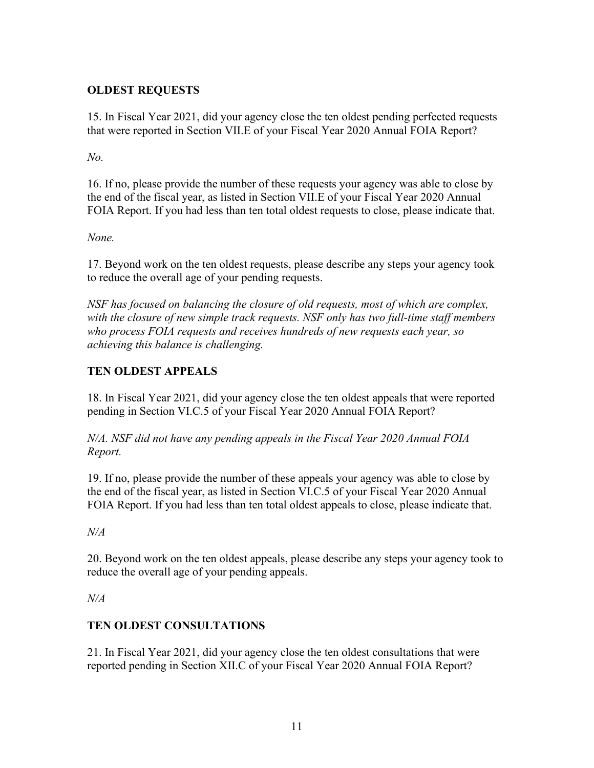## OLDEST REQUESTS

15. In Fiscal Year 2021, did your agency close the ten oldest pending perfected requests that were reported in Section VII.E of your Fiscal Year 2020 Annual FOIA Report?

*No.*

16. If no, please provide the number of these requests your agency was able to close by the end of the fiscal year, as listed in Section VII.E of your Fiscal Year 2020 Annual FOIA Report. If you had less than ten total oldest requests to close, please indicate that.

*None.*

17. Beyond work on the ten oldest requests, please describe any steps your agency took to reduce the overall age of your pending requests.

*NSF has focused on balancing the closure of old requests, most of which are complex, with the closure of new simple track requests. NSF only has two full-time staff members who process FOIA requests and receives hundreds of new requests each year, so achieving this balance is challenging.*

## TEN OLDEST APPEALS

18. In Fiscal Year 2021, did your agency close the ten oldest appeals that were reported pending in Section VI.C.5 of your Fiscal Year 2020 Annual FOIA Report?

*N/A. NSF did not have any pending appeals in the Fiscal Year 2020 Annual FOIA Report.*

19. If no, please provide the number of these appeals your agency was able to close by the end of the fiscal year, as listed in Section VI.C.5 of your Fiscal Year 2020 Annual FOIA Report. If you had less than ten total oldest appeals to close, please indicate that.

*N/A*

20. Beyond work on the ten oldest appeals, please describe any steps your agency took to reduce the overall age of your pending appeals.

*N/A*

## TEN OLDEST CONSULTATIONS

21. In Fiscal Year 2021, did your agency close the ten oldest consultations that were reported pending in Section XII.C of your Fiscal Year 2020 Annual FOIA Report?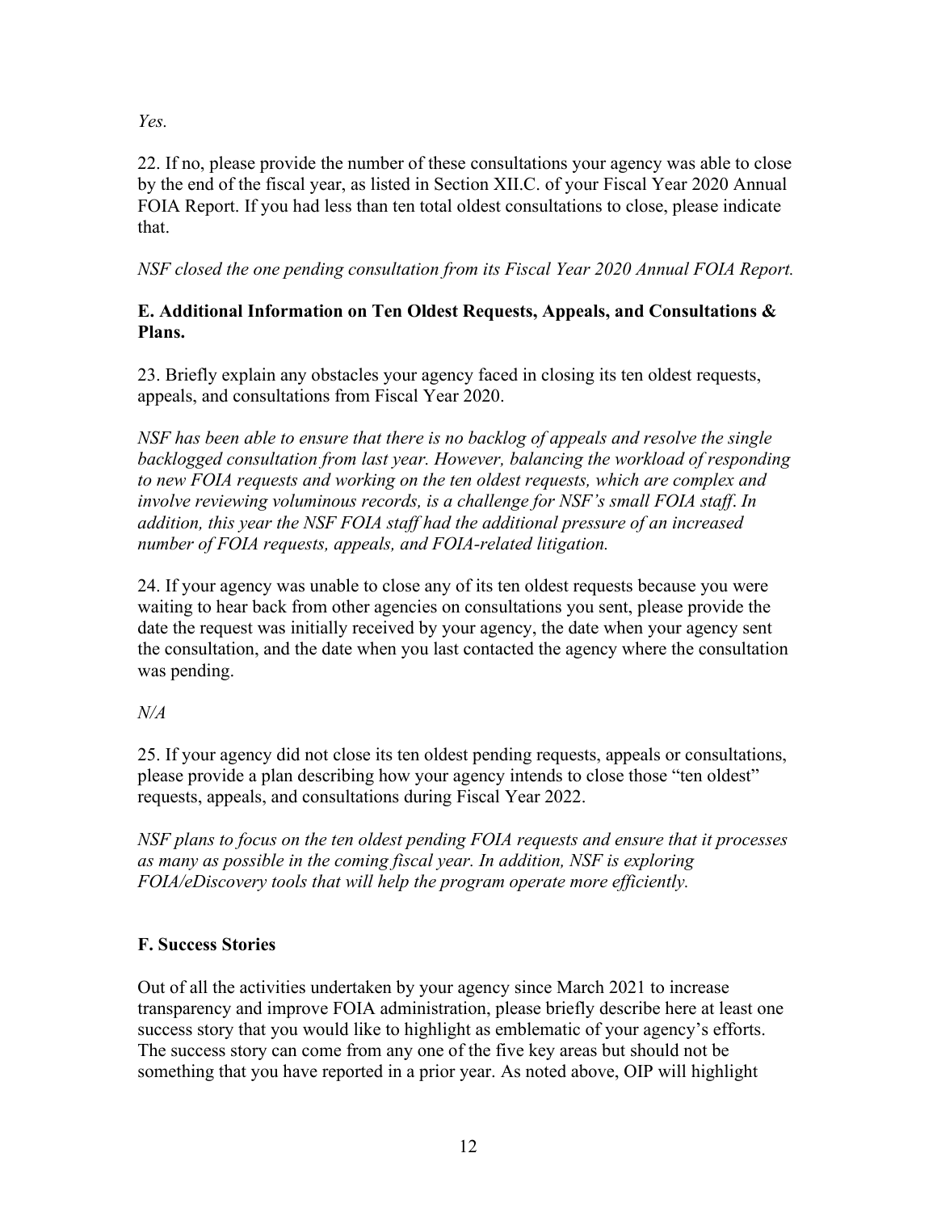*Yes.*

22. If no, please provide the number of these consultations your agency was able to close by the end of the fiscal year, as listed in Section XII.C. of your Fiscal Year 2020 Annual FOIA Report. If you had less than ten total oldest consultations to close, please indicate that.

*NSF closed the one pending consultation from its Fiscal Year 2020 Annual FOIA Report.*

### E. Additional Information on Ten Oldest Requests, Appeals, and Consultations & Plans.

23. Briefly explain any obstacles your agency faced in closing its ten oldest requests, appeals, and consultations from Fiscal Year 2020.

*NSF has been able to ensure that there is no backlog of appeals and resolve the single backlogged consultation from last year. However, balancing the workload of responding to new FOIA requests and working on the ten oldest requests, which are complex and involve reviewing voluminous records, is a challenge for NSF's small FOIA staff. In addition, this year the NSF FOIA staff had the additional pressure of an increased number of FOIA requests, appeals, and FOIA-related litigation.*

24. If your agency was unable to close any of its ten oldest requests because you were waiting to hear back from other agencies on consultations you sent, please provide the date the request was initially received by your agency, the date when your agency sent the consultation, and the date when you last contacted the agency where the consultation was pending.

*N/A*

25. If your agency did not close its ten oldest pending requests, appeals or consultations, please provide a plan describing how your agency intends to close those "ten oldest" requests, appeals, and consultations during Fiscal Year 2022.

*NSF plans to focus on the ten oldest pending FOIA requests and ensure that it processes as many as possible in the coming fiscal year. In addition, NSF is exploring FOIA/eDiscovery tools that will help the program operate more efficiently.*

### F. Success Stories

Out of all the activities undertaken by your agency since March 2021 to increase transparency and improve FOIA administration, please briefly describe here at least one success story that you would like to highlight as emblematic of your agency's efforts. The success story can come from any one of the five key areas but should not be something that you have reported in a prior year. As noted above, OIP will highlight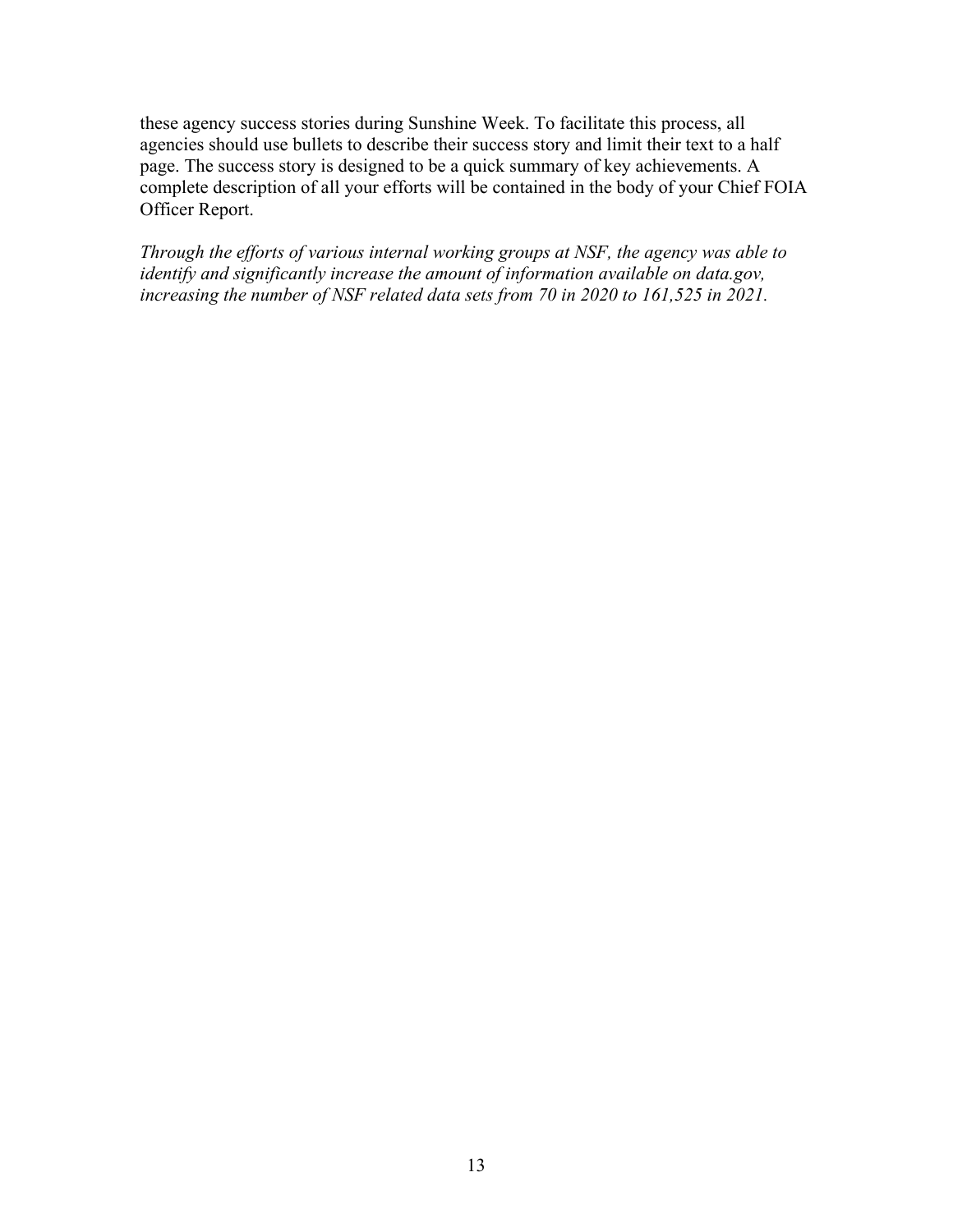these agency success stories during Sunshine Week. To facilitate this process, all agencies should use bullets to describe their success story and limit their text to a half page. The success story is designed to be a quick summary of key achievements. A complete description of all your efforts will be contained in the body of your Chief FOIA Officer Report.

*Through the efforts of various internal working groups at NSF, the agency was able to identify and significantly increase the amount of information available on data.gov, increasing the number of NSF related data sets from 70 in 2020 to 161,525 in 2021.*